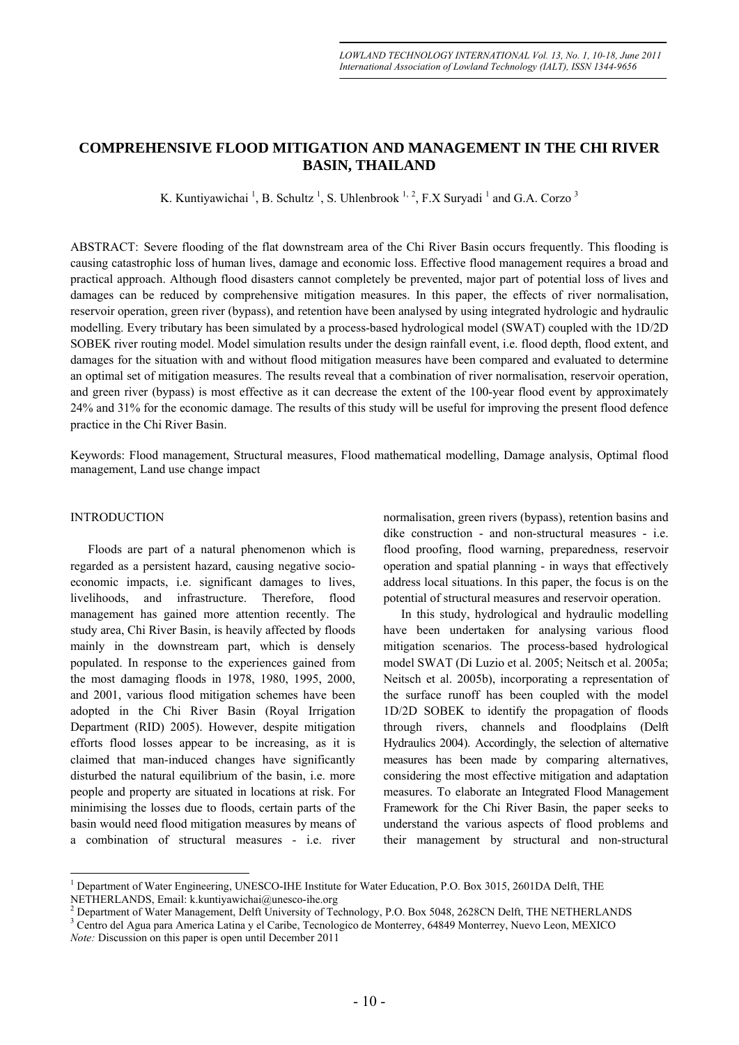# COMPREHENSIVE FLOOD MITIGATION AND MANAGEMENT IN THE CHI RIVER BASIN, THAILAND

K. Kuntiyawichai [1], B. Schultz [1], S. Uhlenbrook [1, 2], F.X Suryadi [1] and G.A. Corzo [3]

ABSTRACT: Severe flooding of the flat downstream area of the Chi River Basin occurs frequently. This flooding is causing catastrophic loss of human lives, damage and economic loss. Effective flood management requires a broad and practical approach. Although flood disasters cannot completely be prevented, major part of potential loss of lives and damages can be reduced by comprehensive mitigation measures. In this paper, the effects of river normalisation, reservoir operation, green river (bypass), and retention have been analysed by using integrated hydrologic and hydraulic modelling. Every tributary has been simulated by a process-based hydrological model (SWAT) coupled with the 1D/2D SOBEK river routing model. Model simulation results under the design rainfall event, i.e. flood depth, flood extent, and damages for the situation with and without flood mitigation measures have been compared and evaluated to determine an optimal set of mitigation measures. The results reveal that a combination of river normalisation, reservoir operation, and green river (bypass) is most effective as it can decrease the extent of the 100-year flood event by approximately 24% and 31% for the economic damage. The results of this study will be useful for improving the present flood defence practice in the Chi River Basin.

Keywords: Flood management, Structural measures, Flood mathematical modelling, Damage analysis, Optimal flood management, Land use change impact

## INTRODUCTION

Floods are part of a natural phenomenon which is regarded as a persistent hazard, causing negative socio-economic impacts, i.e. significant damages to lives, livelihoods, and infrastructure. Therefore, flood management has gained more attention recently. The study area, Chi River Basin, is heavily affected by floods mainly in the downstream part, which is densely populated. In response to the experiences gained from the most damaging floods in 1978, 1980, 1995, 2000, and 2001, various flood mitigation schemes have been adopted in the Chi River Basin (Royal Irrigation Department (RID) 2005). However, despite mitigation efforts flood losses appear to be increasing, as it is claimed that man-induced changes have significantly disturbed the natural equilibrium of the basin, i.e. more people and property are situated in locations at risk. For minimising the losses due to floods, certain parts of the basin would need flood mitigation measures by means of a combination of structural measures - i.e. river normalisation, green rivers (bypass), retention basins and dike construction - and non-structural measures - i.e. flood proofing, flood warning, preparedness, reservoir operation and spatial planning - in ways that effectively address local situations. In this paper, the focus is on the potential of structural measures and reservoir operation.

In this study, hydrological and hydraulic modelling have been undertaken for analysing various flood mitigation scenarios. The process-based hydrological model SWAT (Di Luzio et al. 2005; Neitsch et al. 2005a; Neitsch et al. 2005b), incorporating a representation of the surface runoff has been coupled with the model 1D/2D SOBEK to identify the propagation of floods through rivers, channels and floodplains (Delft Hydraulics 2004). Accordingly, the selection of alternative measures has been made by comparing alternatives, considering the most effective mitigation and adaptation measures. To elaborate an Integrated Flood Management Framework for the Chi River Basin, the paper seeks to understand the various aspects of flood problems and their management by structural and non-structural

---

[1] Department of Water Engineering, UNESCO-IHE Institute for Water Education, P.O. Box 3015, 2601DA Delft, THE NETHERLANDS, Email: k.kuntiyawichai@unesco-ihe.org

[2] Department of Water Management, Delft University of Technology, P.O. Box 5048, 2628CN Delft, THE NETHERLANDS

[3] Centro del Agua para America Latina y el Caribe, Tecnologico de Monterrey, 64849 Monterrey, Nuevo Leon, MEXICO

*Note:* Discussion on this paper is open until December 2011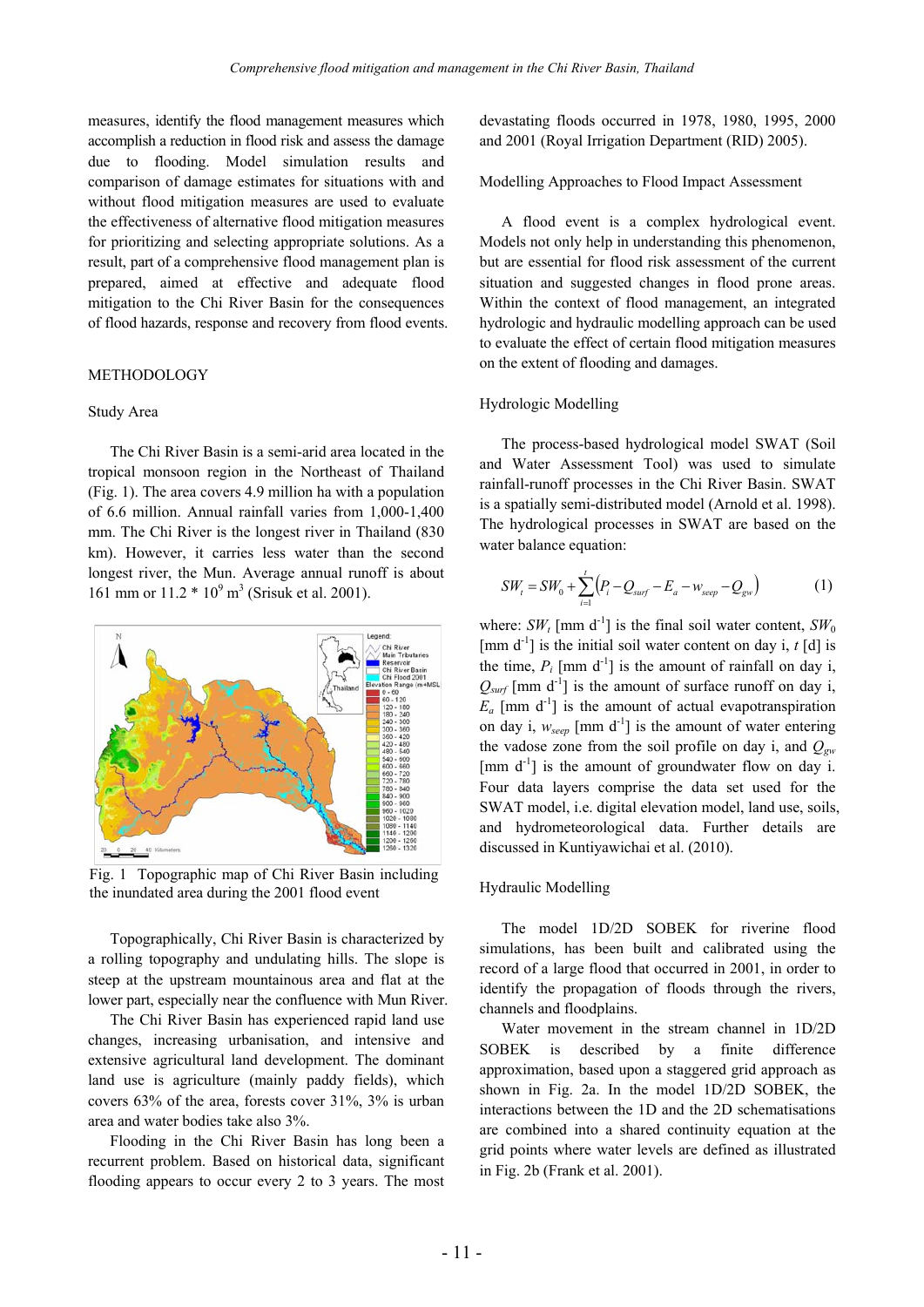measures, identify the flood management measures which accomplish a reduction in flood risk and assess the damage due to flooding. Model simulation results and comparison of damage estimates for situations with and without flood mitigation measures are used to evaluate the effectiveness of alternative flood mitigation measures for prioritizing and selecting appropriate solutions. As a result, part of a comprehensive flood management plan is prepared, aimed at effective and adequate flood mitigation to the Chi River Basin for the consequences of flood hazards, response and recovery from flood events.

## METHODOLOGY

### Study Area

The Chi River Basin is a semi-arid area located in the tropical monsoon region in the Northeast of Thailand (Fig. 1). The area covers 4.9 million ha with a population of 6.6 million. Annual rainfall varies from 1,000-1,400 mm. The Chi River is the longest river in Thailand (830 km). However, it carries less water than the second longest river, the Mun. Average annual runoff is about 161 mm or 11.2 * $10^9$ $m^3$ (Srisuk et al. 2001).

Fig. 1 Topographic map of Chi River Basin including the inundated area during the 2001 flood event

Topographically, Chi River Basin is characterized by a rolling topography and undulating hills. The slope is steep at the upstream mountainous area and flat at the lower part, especially near the confluence with Mun River.

The Chi River Basin has experienced rapid land use changes, increasing urbanisation, and intensive and extensive agricultural land development. The dominant land use is agriculture (mainly paddy fields), which covers 63% of the area, forests cover 31%, 3% is urban area and water bodies take also 3%.

Flooding in the Chi River Basin has long been a recurrent problem. Based on historical data, significant flooding appears to occur every 2 to 3 years. The most devastating floods occurred in 1978, 1980, 1995, 2000 and 2001 (Royal Irrigation Department (RID) 2005).

### Modelling Approaches to Flood Impact Assessment

A flood event is a complex hydrological event. Models not only help in understanding this phenomenon, but are essential for flood risk assessment of the current situation and suggested changes in flood prone areas. Within the context of flood management, an integrated hydrologic and hydraulic modelling approach can be used to evaluate the effect of certain flood mitigation measures on the extent of flooding and damages.

### Hydrologic Modelling

The process-based hydrological model SWAT (Soil and Water Assessment Tool) was used to simulate rainfall-runoff processes in the Chi River Basin. SWAT is a spatially semi-distributed model (Arnold et al. 1998). The hydrological processes in SWAT are based on the water balance equation:

$$SW_t = SW_0 + \sum_{i=1}^{t} \left( P_i - Q_{surf} - E_a - w_{seep} - Q_{gw} \right) \qquad (1)$$

where: $SW_t$ [mm $d^{-1}$] is the final soil water content, $SW_0$ [mm $d^{-1}$] is the initial soil water content on day i, $t$ [d] is the time, $P_i$ [mm $d^{-1}$] is the amount of rainfall on day i, $Q_{surf}$ [mm $d^{-1}$] is the amount of surface runoff on day i, $E_a$ [mm $d^{-1}$] is the amount of actual evapotranspiration on day i, $w_{seep}$ [mm $d^{-1}$] is the amount of water entering the vadose zone from the soil profile on day i, and $Q_{gw}$ [mm $d^{-1}$] is the amount of groundwater flow on day i. Four data layers comprise the data set used for the SWAT model, i.e. digital elevation model, land use, soils, and hydrometeorological data. Further details are discussed in Kuntiyawichai et al. (2010).

### Hydraulic Modelling

The model 1D/2D SOBEK for riverine flood simulations, has been built and calibrated using the record of a large flood that occurred in 2001, in order to identify the propagation of floods through the rivers, channels and floodplains.

Water movement in the stream channel in 1D/2D SOBEK is described by a finite difference approximation, based upon a staggered grid approach as shown in Fig. 2a. In the model 1D/2D SOBEK, the interactions between the 1D and the 2D schematisations are combined into a shared continuity equation at the grid points where water levels are defined as illustrated in Fig. 2b (Frank et al. 2001).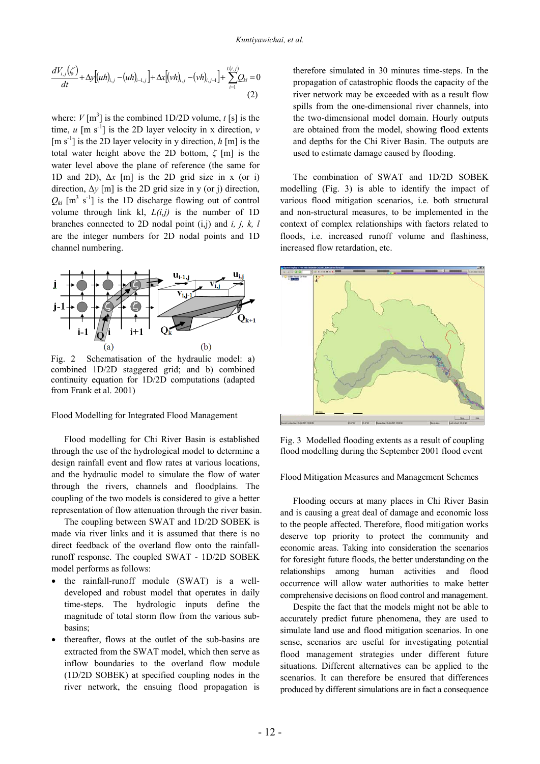$$\frac{dV_{i,j}(\zeta)}{dt} + \Delta y\left[(uh)_{i,j} - (uh)_{i-1,j}\right] + \Delta x\left[(vh)_{i,j} - (vh)_{i,j-1}\right] + \sum_{i=1}^{L(i,j)} Q_{kl} = 0 \tag{2}$$

where: $V$ [m$^3$] is the combined 1D/2D volume, $t$ [s] is the time, $u$ [m s$^{-1}$] is the 2D layer velocity in x direction, $v$ [m s$^{-1}$] is the 2D layer velocity in y direction, $h$ [m] is the total water height above the 2D bottom, $\zeta$ [m] is the water level above the plane of reference (the same for 1D and 2D), $\Delta x$ [m] is the 2D grid size in x (or i) direction, $\Delta y$ [m] is the 2D grid size in y (or j) direction, $Q_{kl}$ [m$^3$ s$^{-1}$] is the 1D discharge flowing out of control volume through link kl, $L(i,j)$ is the number of 1D branches connected to 2D nodal point (i,j) and $i$, $j$, $k$, $l$ are the integer numbers for 2D nodal points and 1D channel numbering.

Fig. 2 Schematisation of the hydraulic model: a) combined 1D/2D staggered grid; and b) combined continuity equation for 1D/2D computations (adapted from Frank et al. 2001)

Flood Modelling for Integrated Flood Management

Flood modelling for Chi River Basin is established through the use of the hydrological model to determine a design rainfall event and flow rates at various locations, and the hydraulic model to simulate the flow of water through the rivers, channels and floodplains. The coupling of the two models is considered to give a better representation of flow attenuation through the river basin.

The coupling between SWAT and 1D/2D SOBEK is made via river links and it is assumed that there is no direct feedback of the overland flow onto the rainfall-runoff response. The coupled SWAT - 1D/2D SOBEK model performs as follows:

- the rainfall-runoff module (SWAT) is a well-developed and robust model that operates in daily time-steps. The hydrologic inputs define the magnitude of total storm flow from the various sub-basins;
- thereafter, flows at the outlet of the sub-basins are extracted from the SWAT model, which then serve as inflow boundaries to the overland flow module (1D/2D SOBEK) at specified coupling nodes in the river network, the ensuing flood propagation is therefore simulated in 30 minutes time-steps. In the propagation of catastrophic floods the capacity of the river network may be exceeded with as a result flow spills from the one-dimensional river channels, into the two-dimensional model domain. Hourly outputs are obtained from the model, showing flood extents and depths for the Chi River Basin. The outputs are used to estimate damage caused by flooding.

The combination of SWAT and 1D/2D SOBEK modelling (Fig. 3) is able to identify the impact of various flood mitigation scenarios, i.e. both structural and non-structural measures, to be implemented in the context of complex relationships with factors related to floods, i.e. increased runoff volume and flashiness, increased flow retardation, etc.

Fig. 3 Modelled flooding extents as a result of coupling flood modelling during the September 2001 flood event

Flood Mitigation Measures and Management Schemes

Flooding occurs at many places in Chi River Basin and is causing a great deal of damage and economic loss to the people affected. Therefore, flood mitigation works deserve top priority to protect the community and economic areas. Taking into consideration the scenarios for foresight future floods, the better understanding on the relationships among human activities and flood occurrence will allow water authorities to make better comprehensive decisions on flood control and management.

Despite the fact that the models might not be able to accurately predict future phenomena, they are used to simulate land use and flood mitigation scenarios. In one sense, scenarios are useful for investigating potential flood management strategies under different future situations. Different alternatives can be applied to the scenarios. It can therefore be ensured that differences produced by different simulations are in fact a consequence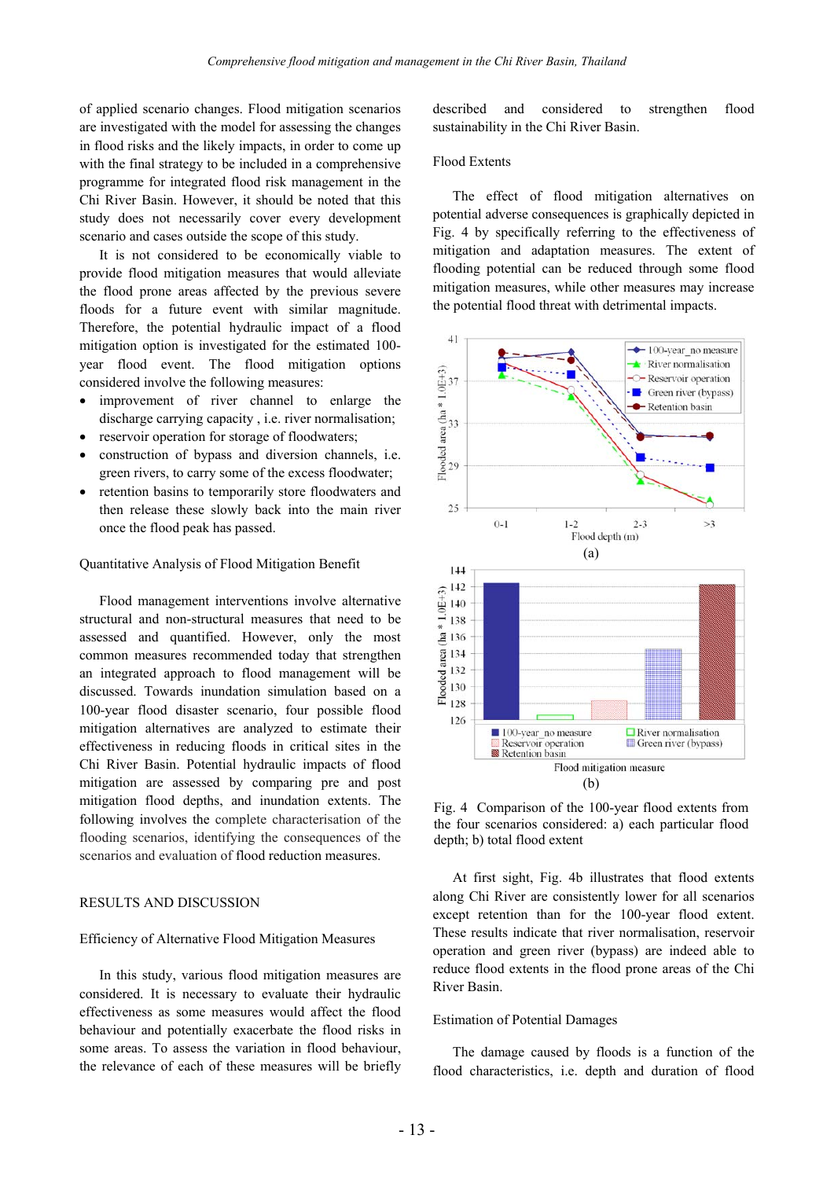of applied scenario changes. Flood mitigation scenarios are investigated with the model for assessing the changes in flood risks and the likely impacts, in order to come up with the final strategy to be included in a comprehensive programme for integrated flood risk management in the Chi River Basin. However, it should be noted that this study does not necessarily cover every development scenario and cases outside the scope of this study.

It is not considered to be economically viable to provide flood mitigation measures that would alleviate the flood prone areas affected by the previous severe floods for a future event with similar magnitude. Therefore, the potential hydraulic impact of a flood mitigation option is investigated for the estimated 100-year flood event. The flood mitigation options considered involve the following measures:

- improvement of river channel to enlarge the discharge carrying capacity , i.e. river normalisation;
- reservoir operation for storage of floodwaters;
- construction of bypass and diversion channels, i.e. green rivers, to carry some of the excess floodwater;
- retention basins to temporarily store floodwaters and then release these slowly back into the main river once the flood peak has passed.

### Quantitative Analysis of Flood Mitigation Benefit

Flood management interventions involve alternative structural and non-structural measures that need to be assessed and quantified. However, only the most common measures recommended today that strengthen an integrated approach to flood management will be discussed. Towards inundation simulation based on a 100-year flood disaster scenario, four possible flood mitigation alternatives are analyzed to estimate their effectiveness in reducing floods in critical sites in the Chi River Basin. Potential hydraulic impacts of flood mitigation are assessed by comparing pre and post mitigation flood depths, and inundation extents. The following involves the complete characterisation of the flooding scenarios, identifying the consequences of the scenarios and evaluation of flood reduction measures.

## RESULTS AND DISCUSSION

### Efficiency of Alternative Flood Mitigation Measures

In this study, various flood mitigation measures are considered. It is necessary to evaluate their hydraulic effectiveness as some measures would affect the flood behaviour and potentially exacerbate the flood risks in some areas. To assess the variation in flood behaviour, the relevance of each of these measures will be briefly described and considered to strengthen flood sustainability in the Chi River Basin.

### Flood Extents

The effect of flood mitigation alternatives on potential adverse consequences is graphically depicted in Fig. 4 by specifically referring to the effectiveness of mitigation and adaptation measures. The extent of flooding potential can be reduced through some flood mitigation measures, while other measures may increase the potential flood threat with detrimental impacts.

Fig. 4 Comparison of the 100-year flood extents from the four scenarios considered: a) each particular flood depth; b) total flood extent

At first sight, Fig. 4b illustrates that flood extents along Chi River are consistently lower for all scenarios except retention than for the 100-year flood extent. These results indicate that river normalisation, reservoir operation and green river (bypass) are indeed able to reduce flood extents in the flood prone areas of the Chi River Basin.

### Estimation of Potential Damages

The damage caused by floods is a function of the flood characteristics, i.e. depth and duration of flood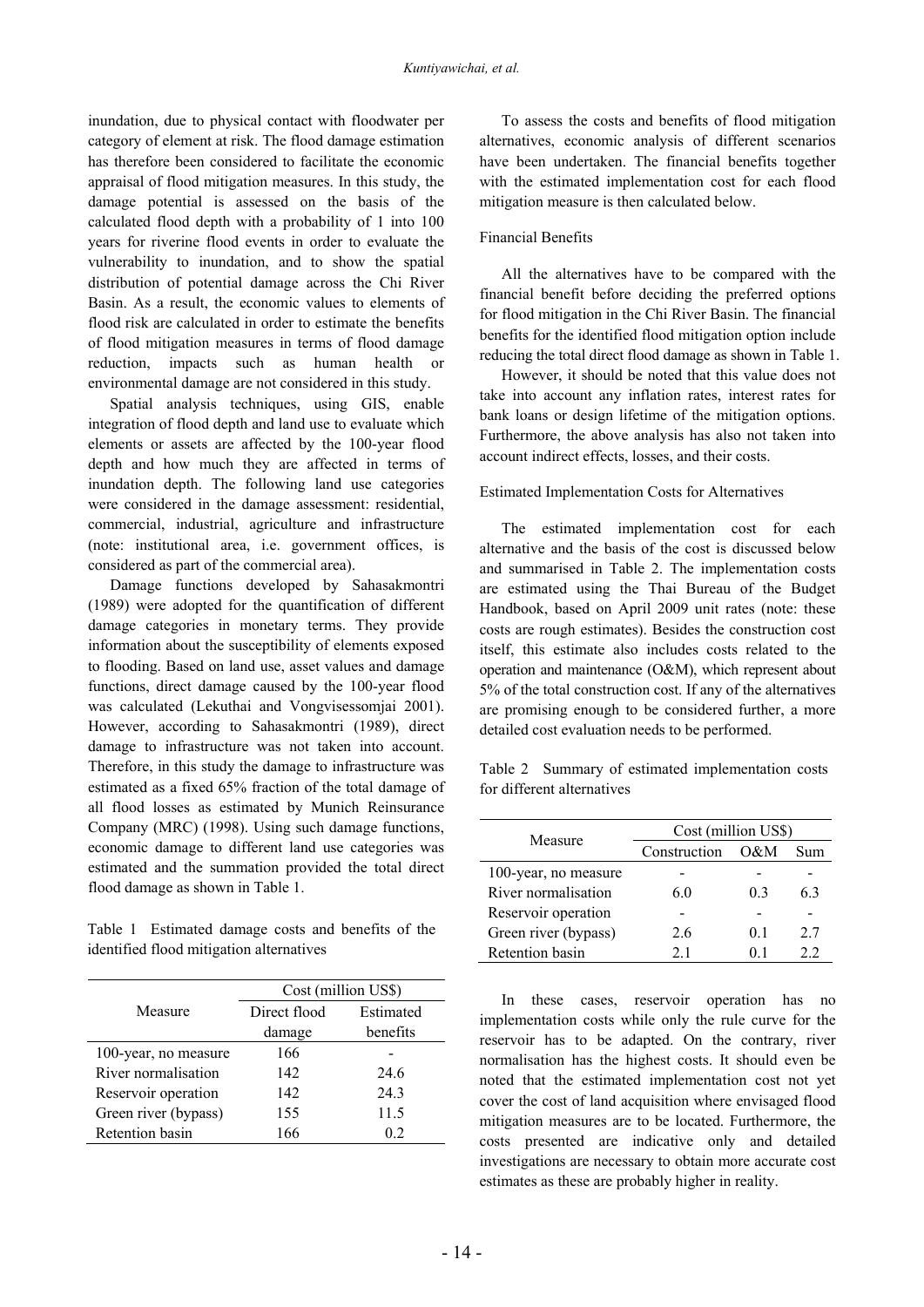inundation, due to physical contact with floodwater per category of element at risk. The flood damage estimation has therefore been considered to facilitate the economic appraisal of flood mitigation measures. In this study, the damage potential is assessed on the basis of the calculated flood depth with a probability of 1 into 100 years for riverine flood events in order to evaluate the vulnerability to inundation, and to show the spatial distribution of potential damage across the Chi River Basin. As a result, the economic values to elements of flood risk are calculated in order to estimate the benefits of flood mitigation measures in terms of flood damage reduction, impacts such as human health or environmental damage are not considered in this study.

Spatial analysis techniques, using GIS, enable integration of flood depth and land use to evaluate which elements or assets are affected by the 100-year flood depth and how much they are affected in terms of inundation depth. The following land use categories were considered in the damage assessment: residential, commercial, industrial, agriculture and infrastructure (note: institutional area, i.e. government offices, is considered as part of the commercial area).

Damage functions developed by Sahasakmontri (1989) were adopted for the quantification of different damage categories in monetary terms. They provide information about the susceptibility of elements exposed to flooding. Based on land use, asset values and damage functions, direct damage caused by the 100-year flood was calculated (Lekuthai and Vongvisessomjai 2001). However, according to Sahasakmontri (1989), direct damage to infrastructure was not taken into account. Therefore, in this study the damage to infrastructure was estimated as a fixed 65% fraction of the total damage of all flood losses as estimated by Munich Reinsurance Company (MRC) (1998). Using such damage functions, economic damage to different land use categories was estimated and the summation provided the total direct flood damage as shown in Table 1.

Table 1 Estimated damage costs and benefits of the identified flood mitigation alternatives

| Measure | Cost (million US$) | |
|---|---|---|
| | Direct flood damage | Estimated benefits |
| 100-year, no measure | 166 | - |
| River normalisation | 142 | 24.6 |
| Reservoir operation | 142 | 24.3 |
| Green river (bypass) | 155 | 11.5 |
| Retention basin | 166 | 0.2 |

To assess the costs and benefits of flood mitigation alternatives, economic analysis of different scenarios have been undertaken. The financial benefits together with the estimated implementation cost for each flood mitigation measure is then calculated below.

### Financial Benefits

All the alternatives have to be compared with the financial benefit before deciding the preferred options for flood mitigation in the Chi River Basin. The financial benefits for the identified flood mitigation option include reducing the total direct flood damage as shown in Table 1.

However, it should be noted that this value does not take into account any inflation rates, interest rates for bank loans or design lifetime of the mitigation options. Furthermore, the above analysis has also not taken into account indirect effects, losses, and their costs.

### Estimated Implementation Costs for Alternatives

The estimated implementation cost for each alternative and the basis of the cost is discussed below and summarised in Table 2. The implementation costs are estimated using the Thai Bureau of the Budget Handbook, based on April 2009 unit rates (note: these costs are rough estimates). Besides the construction cost itself, this estimate also includes costs related to the operation and maintenance (O&M), which represent about 5% of the total construction cost. If any of the alternatives are promising enough to be considered further, a more detailed cost evaluation needs to be performed.

Table 2 Summary of estimated implementation costs for different alternatives

| Measure | Cost (million US$) | | |
|---|---|---|---|
| | Construction | O&M | Sum |
| 100-year, no measure | - | - | - |
| River normalisation | 6.0 | 0.3 | 6.3 |
| Reservoir operation | - | - | - |
| Green river (bypass) | 2.6 | 0.1 | 2.7 |
| Retention basin | 2.1 | 0.1 | 2.2 |

In these cases, reservoir operation has no implementation costs while only the rule curve for the reservoir has to be adapted. On the contrary, river normalisation has the highest costs. It should even be noted that the estimated implementation cost not yet cover the cost of land acquisition where envisaged flood mitigation measures are to be located. Furthermore, the costs presented are indicative only and detailed investigations are necessary to obtain more accurate cost estimates as these are probably higher in reality.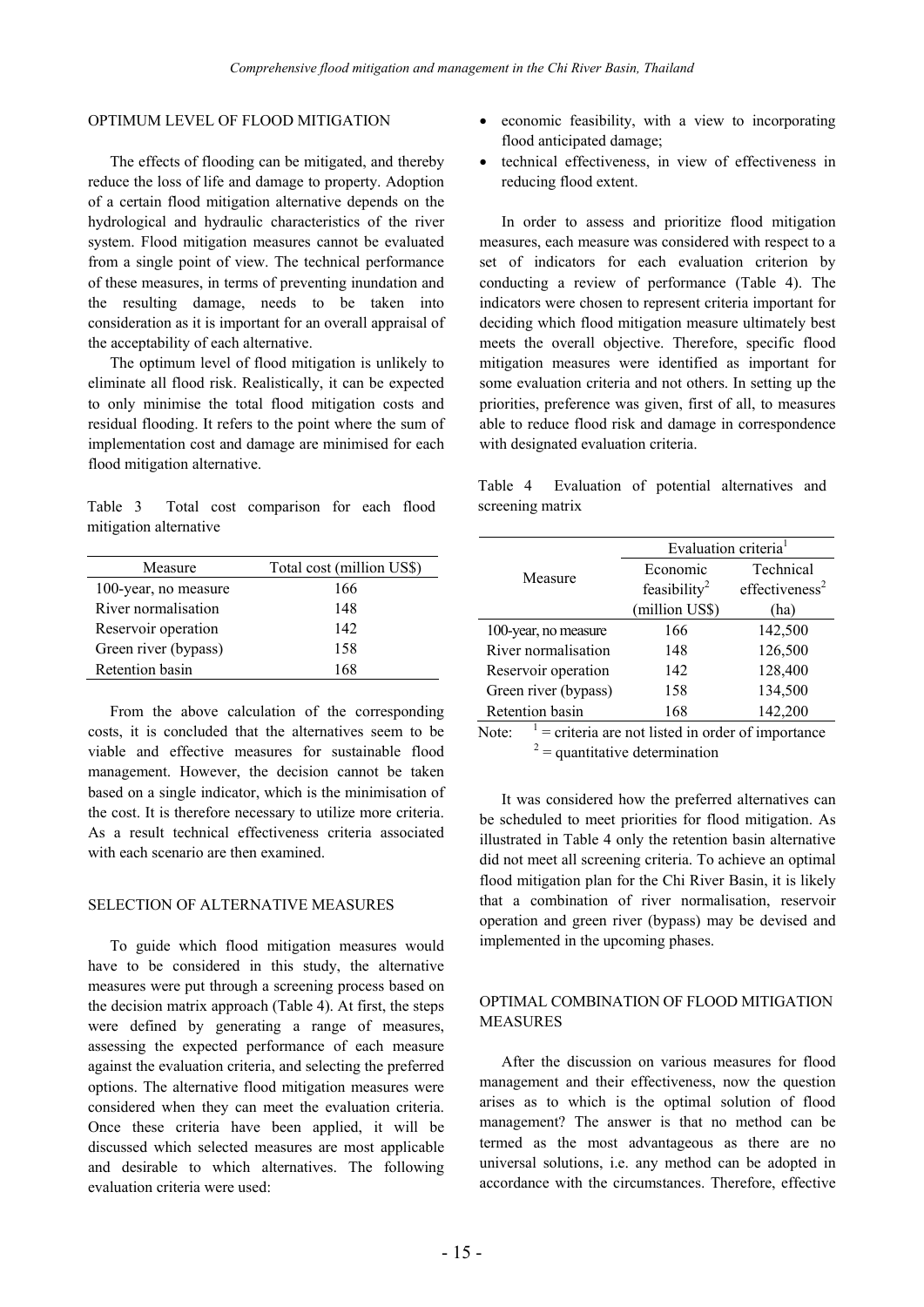## OPTIMUM LEVEL OF FLOOD MITIGATION

The effects of flooding can be mitigated, and thereby reduce the loss of life and damage to property. Adoption of a certain flood mitigation alternative depends on the hydrological and hydraulic characteristics of the river system. Flood mitigation measures cannot be evaluated from a single point of view. The technical performance of these measures, in terms of preventing inundation and the resulting damage, needs to be taken into consideration as it is important for an overall appraisal of the acceptability of each alternative.

The optimum level of flood mitigation is unlikely to eliminate all flood risk. Realistically, it can be expected to only minimise the total flood mitigation costs and residual flooding. It refers to the point where the sum of implementation cost and damage are minimised for each flood mitigation alternative.

Table 3 Total cost comparison for each flood mitigation alternative

| Measure | Total cost (million US$) |
|---|---|
| 100-year, no measure | 166 |
| River normalisation | 148 |
| Reservoir operation | 142 |
| Green river (bypass) | 158 |
| Retention basin | 168 |

From the above calculation of the corresponding costs, it is concluded that the alternatives seem to be viable and effective measures for sustainable flood management. However, the decision cannot be taken based on a single indicator, which is the minimisation of the cost. It is therefore necessary to utilize more criteria. As a result technical effectiveness criteria associated with each scenario are then examined.

## SELECTION OF ALTERNATIVE MEASURES

To guide which flood mitigation measures would have to be considered in this study, the alternative measures were put through a screening process based on the decision matrix approach (Table 4). At first, the steps were defined by generating a range of measures, assessing the expected performance of each measure against the evaluation criteria, and selecting the preferred options. The alternative flood mitigation measures were considered when they can meet the evaluation criteria. Once these criteria have been applied, it will be discussed which selected measures are most applicable and desirable to which alternatives. The following evaluation criteria were used:

- economic feasibility, with a view to incorporating flood anticipated damage;
- technical effectiveness, in view of effectiveness in reducing flood extent.

In order to assess and prioritize flood mitigation measures, each measure was considered with respect to a set of indicators for each evaluation criterion by conducting a review of performance (Table 4). The indicators were chosen to represent criteria important for deciding which flood mitigation measure ultimately best meets the overall objective. Therefore, specific flood mitigation measures were identified as important for some evaluation criteria and not others. In setting up the priorities, preference was given, first of all, to measures able to reduce flood risk and damage in correspondence with designated evaluation criteria.

Table 4 Evaluation of potential alternatives and screening matrix

| Measure | Evaluation criteria[1] | |
|---|---|---|
| | Economic feasibility[2] (million US$) | Technical effectiveness[2] (ha) |
| 100-year, no measure | 166 | 142,500 |
| River normalisation | 148 | 126,500 |
| Reservoir operation | 142 | 128,400 |
| Green river (bypass) | 158 | 134,500 |
| Retention basin | 168 | 142,200 |

Note: [1] = criteria are not listed in order of importance
[2] = quantitative determination

It was considered how the preferred alternatives can be scheduled to meet priorities for flood mitigation. As illustrated in Table 4 only the retention basin alternative did not meet all screening criteria. To achieve an optimal flood mitigation plan for the Chi River Basin, it is likely that a combination of river normalisation, reservoir operation and green river (bypass) may be devised and implemented in the upcoming phases.

## OPTIMAL COMBINATION OF FLOOD MITIGATION MEASURES

After the discussion on various measures for flood management and their effectiveness, now the question arises as to which is the optimal solution of flood management? The answer is that no method can be termed as the most advantageous as there are no universal solutions, i.e. any method can be adopted in accordance with the circumstances. Therefore, effective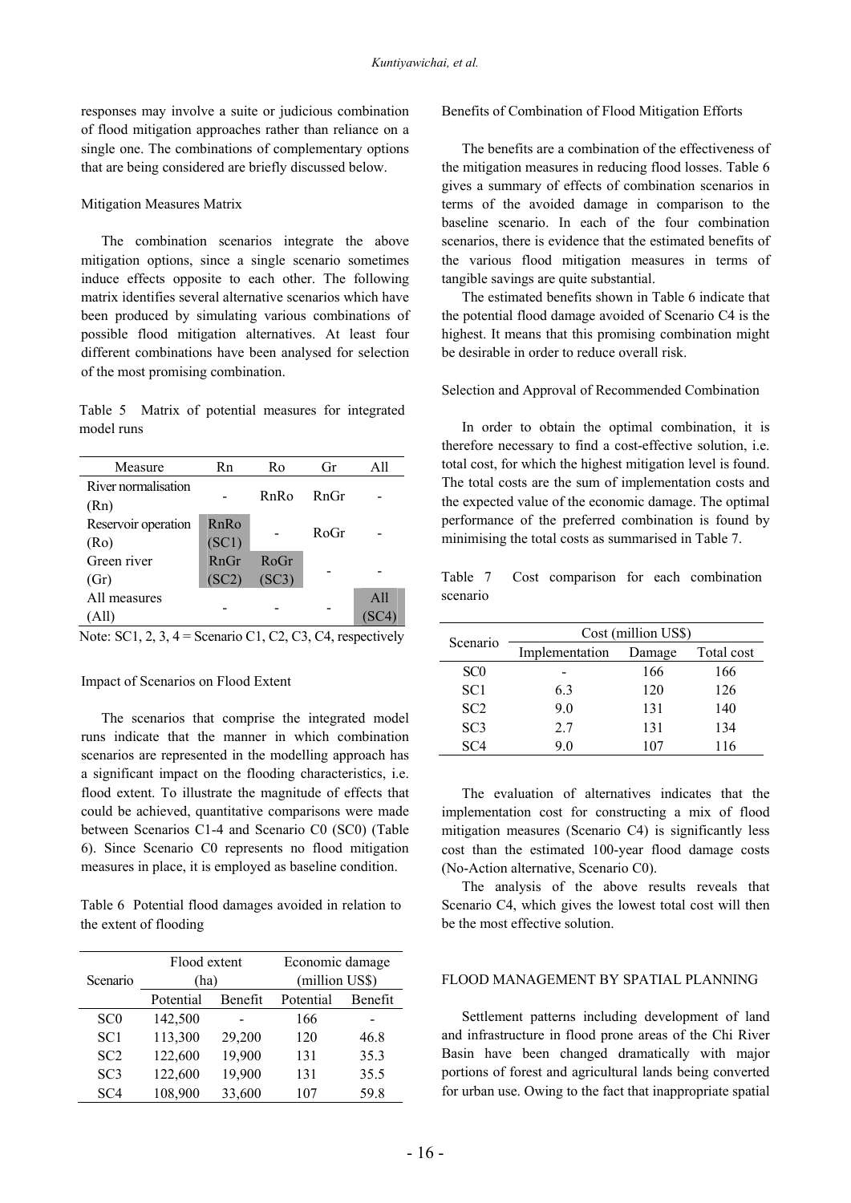responses may involve a suite or judicious combination of flood mitigation approaches rather than reliance on a single one. The combinations of complementary options that are being considered are briefly discussed below.

### Mitigation Measures Matrix

The combination scenarios integrate the above mitigation options, since a single scenario sometimes induce effects opposite to each other. The following matrix identifies several alternative scenarios which have been produced by simulating various combinations of possible flood mitigation alternatives. At least four different combinations have been analysed for selection of the most promising combination.

Table 5 Matrix of potential measures for integrated model runs

| Measure | Rn | Ro | Gr | All |
|---|---|---|---|---|
| River normalisation (Rn) | - | RnRo | RnGr | - |
| Reservoir operation (Ro) | RnRo (SC1) | - | RoGr | - |
| Green river (Gr) | RnGr (SC2) | RoGr (SC3) | - | - |
| All measures (All) | - | - | - | All (SC4) |

Note: SC1, 2, 3, 4 = Scenario C1, C2, C3, C4, respectively

### Impact of Scenarios on Flood Extent

The scenarios that comprise the integrated model runs indicate that the manner in which combination scenarios are represented in the modelling approach has a significant impact on the flooding characteristics, i.e. flood extent. To illustrate the magnitude of effects that could be achieved, quantitative comparisons were made between Scenarios C1-4 and Scenario C0 (SC0) (Table 6). Since Scenario C0 represents no flood mitigation measures in place, it is employed as baseline condition.

Table 6 Potential flood damages avoided in relation to the extent of flooding

| Scenario | Flood extent (ha) | | Economic damage (million US$) | |
|---|---|---|---|---|
| | Potential | Benefit | Potential | Benefit |
| SC0 | 142,500 | - | 166 | - |
| SC1 | 113,300 | 29,200 | 120 | 46.8 |
| SC2 | 122,600 | 19,900 | 131 | 35.3 |
| SC3 | 122,600 | 19,900 | 131 | 35.5 |
| SC4 | 108,900 | 33,600 | 107 | 59.8 |

### Benefits of Combination of Flood Mitigation Efforts

The benefits are a combination of the effectiveness of the mitigation measures in reducing flood losses. Table 6 gives a summary of effects of combination scenarios in terms of the avoided damage in comparison to the baseline scenario. In each of the four combination scenarios, there is evidence that the estimated benefits of the various flood mitigation measures in terms of tangible savings are quite substantial.

The estimated benefits shown in Table 6 indicate that the potential flood damage avoided of Scenario C4 is the highest. It means that this promising combination might be desirable in order to reduce overall risk.

### Selection and Approval of Recommended Combination

In order to obtain the optimal combination, it is therefore necessary to find a cost-effective solution, i.e. total cost, for which the highest mitigation level is found. The total costs are the sum of implementation costs and the expected value of the economic damage. The optimal performance of the preferred combination is found by minimising the total costs as summarised in Table 7.

Table 7 Cost comparison for each combination scenario

| Scenario | Cost (million US$) | | |
|---|---|---|---|
| | Implementation | Damage | Total cost |
| SC0 | - | 166 | 166 |
| SC1 | 6.3 | 120 | 126 |
| SC2 | 9.0 | 131 | 140 |
| SC3 | 2.7 | 131 | 134 |
| SC4 | 9.0 | 107 | 116 |

The evaluation of alternatives indicates that the implementation cost for constructing a mix of flood mitigation measures (Scenario C4) is significantly less cost than the estimated 100-year flood damage costs (No-Action alternative, Scenario C0).

The analysis of the above results reveals that Scenario C4, which gives the lowest total cost will then be the most effective solution.

## FLOOD MANAGEMENT BY SPATIAL PLANNING

Settlement patterns including development of land and infrastructure in flood prone areas of the Chi River Basin have been changed dramatically with major portions of forest and agricultural lands being converted for urban use. Owing to the fact that inappropriate spatial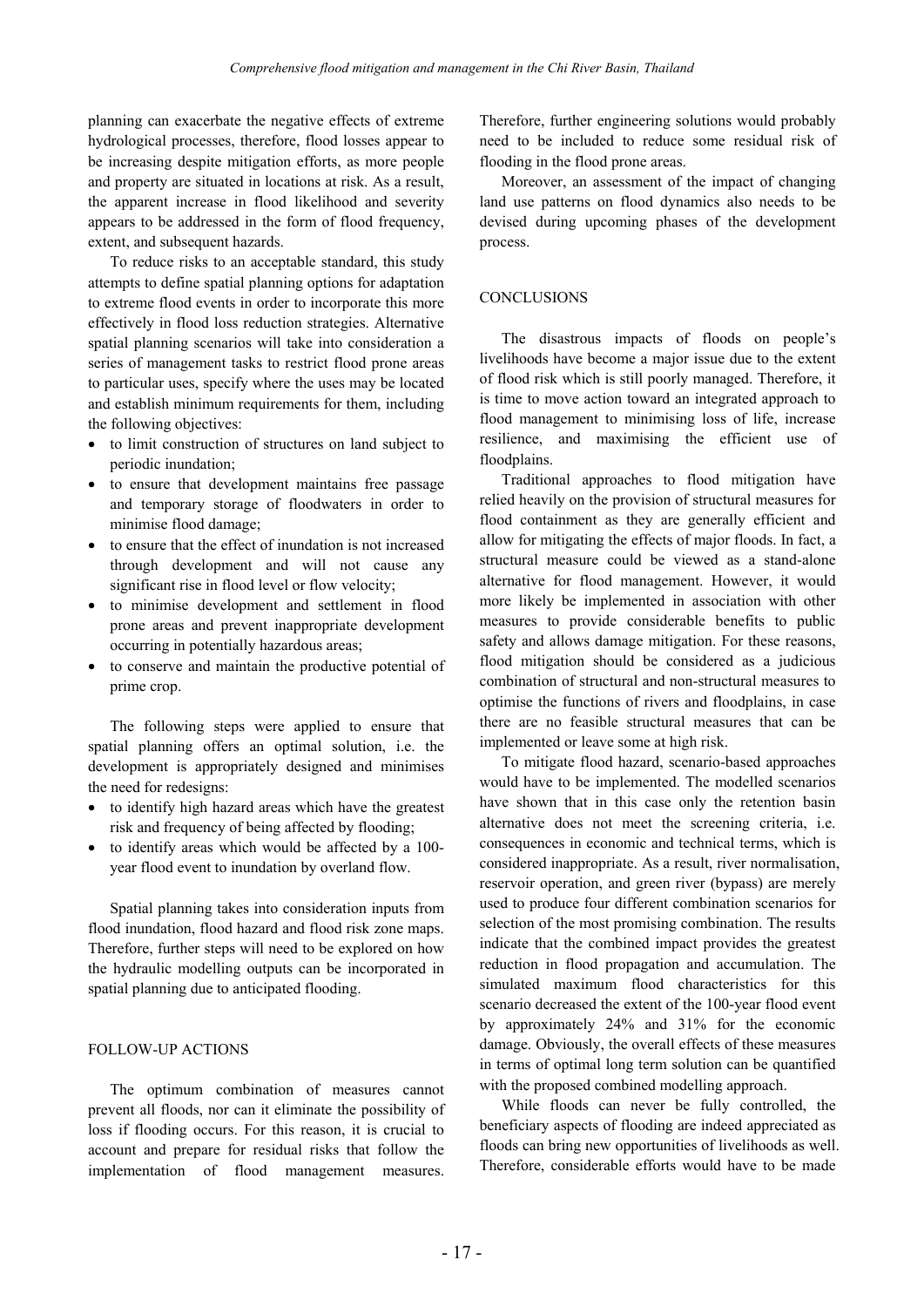planning can exacerbate the negative effects of extreme hydrological processes, therefore, flood losses appear to be increasing despite mitigation efforts, as more people and property are situated in locations at risk. As a result, the apparent increase in flood likelihood and severity appears to be addressed in the form of flood frequency, extent, and subsequent hazards.

To reduce risks to an acceptable standard, this study attempts to define spatial planning options for adaptation to extreme flood events in order to incorporate this more effectively in flood loss reduction strategies. Alternative spatial planning scenarios will take into consideration a series of management tasks to restrict flood prone areas to particular uses, specify where the uses may be located and establish minimum requirements for them, including the following objectives:

- to limit construction of structures on land subject to periodic inundation;
- to ensure that development maintains free passage and temporary storage of floodwaters in order to minimise flood damage;
- to ensure that the effect of inundation is not increased through development and will not cause any significant rise in flood level or flow velocity;
- to minimise development and settlement in flood prone areas and prevent inappropriate development occurring in potentially hazardous areas;
- to conserve and maintain the productive potential of prime crop.

The following steps were applied to ensure that spatial planning offers an optimal solution, i.e. the development is appropriately designed and minimises the need for redesigns:

- to identify high hazard areas which have the greatest risk and frequency of being affected by flooding;
- to identify areas which would be affected by a 100-year flood event to inundation by overland flow.

Spatial planning takes into consideration inputs from flood inundation, flood hazard and flood risk zone maps. Therefore, further steps will need to be explored on how the hydraulic modelling outputs can be incorporated in spatial planning due to anticipated flooding.

## FOLLOW-UP ACTIONS

The optimum combination of measures cannot prevent all floods, nor can it eliminate the possibility of loss if flooding occurs. For this reason, it is crucial to account and prepare for residual risks that follow the implementation of flood management measures. Therefore, further engineering solutions would probably need to be included to reduce some residual risk of flooding in the flood prone areas.

Moreover, an assessment of the impact of changing land use patterns on flood dynamics also needs to be devised during upcoming phases of the development process.

## CONCLUSIONS

The disastrous impacts of floods on people's livelihoods have become a major issue due to the extent of flood risk which is still poorly managed. Therefore, it is time to move action toward an integrated approach to flood management to minimising loss of life, increase resilience, and maximising the efficient use of floodplains.

Traditional approaches to flood mitigation have relied heavily on the provision of structural measures for flood containment as they are generally efficient and allow for mitigating the effects of major floods. In fact, a structural measure could be viewed as a stand-alone alternative for flood management. However, it would more likely be implemented in association with other measures to provide considerable benefits to public safety and allows damage mitigation. For these reasons, flood mitigation should be considered as a judicious combination of structural and non-structural measures to optimise the functions of rivers and floodplains, in case there are no feasible structural measures that can be implemented or leave some at high risk.

To mitigate flood hazard, scenario-based approaches would have to be implemented. The modelled scenarios have shown that in this case only the retention basin alternative does not meet the screening criteria, i.e. consequences in economic and technical terms, which is considered inappropriate. As a result, river normalisation, reservoir operation, and green river (bypass) are merely used to produce four different combination scenarios for selection of the most promising combination. The results indicate that the combined impact provides the greatest reduction in flood propagation and accumulation. The simulated maximum flood characteristics for this scenario decreased the extent of the 100-year flood event by approximately 24% and 31% for the economic damage. Obviously, the overall effects of these measures in terms of optimal long term solution can be quantified with the proposed combined modelling approach.

While floods can never be fully controlled, the beneficiary aspects of flooding are indeed appreciated as floods can bring new opportunities of livelihoods as well. Therefore, considerable efforts would have to be made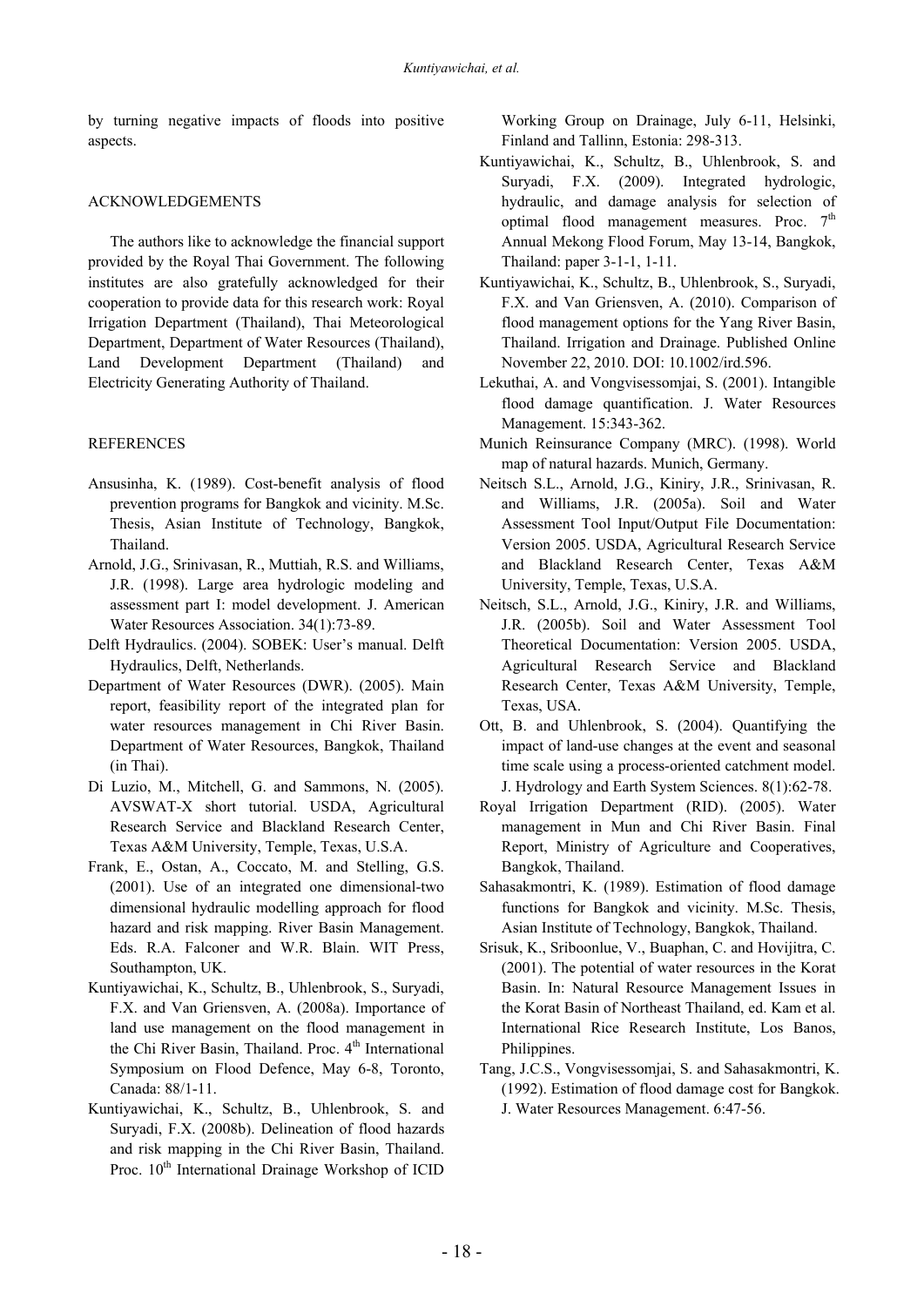by turning negative impacts of floods into positive aspects.

## ACKNOWLEDGEMENTS

The authors like to acknowledge the financial support provided by the Royal Thai Government. The following institutes are also gratefully acknowledged for their cooperation to provide data for this research work: Royal Irrigation Department (Thailand), Thai Meteorological Department, Department of Water Resources (Thailand), Land Development Department (Thailand) and Electricity Generating Authority of Thailand.

## REFERENCES

Ansusinha, K. (1989). Cost-benefit analysis of flood prevention programs for Bangkok and vicinity. M.Sc. Thesis, Asian Institute of Technology, Bangkok, Thailand.

Arnold, J.G., Srinivasan, R., Muttiah, R.S. and Williams, J.R. (1998). Large area hydrologic modeling and assessment part I: model development. J. American Water Resources Association. 34(1):73-89.

Delft Hydraulics. (2004). SOBEK: User's manual. Delft Hydraulics, Delft, Netherlands.

Department of Water Resources (DWR). (2005). Main report, feasibility report of the integrated plan for water resources management in Chi River Basin. Department of Water Resources, Bangkok, Thailand (in Thai).

Di Luzio, M., Mitchell, G. and Sammons, N. (2005). AVSWAT-X short tutorial. USDA, Agricultural Research Service and Blackland Research Center, Texas A&M University, Temple, Texas, U.S.A.

Frank, E., Ostan, A., Coccato, M. and Stelling, G.S. (2001). Use of an integrated one dimensional-two dimensional hydraulic modelling approach for flood hazard and risk mapping. River Basin Management. Eds. R.A. Falconer and W.R. Blain. WIT Press, Southampton, UK.

Kuntiyawichai, K., Schultz, B., Uhlenbrook, S., Suryadi, F.X. and Van Griensven, A. (2008a). Importance of land use management on the flood management in the Chi River Basin, Thailand. Proc. 4th International Symposium on Flood Defence, May 6-8, Toronto, Canada: 88/1-11.

Kuntiyawichai, K., Schultz, B., Uhlenbrook, S. and Suryadi, F.X. (2008b). Delineation of flood hazards and risk mapping in the Chi River Basin, Thailand. Proc. 10th International Drainage Workshop of ICID Working Group on Drainage, July 6-11, Helsinki, Finland and Tallinn, Estonia: 298-313.

Kuntiyawichai, K., Schultz, B., Uhlenbrook, S. and Suryadi, F.X. (2009). Integrated hydrologic, hydraulic, and damage analysis for selection of optimal flood management measures. Proc. 7th Annual Mekong Flood Forum, May 13-14, Bangkok, Thailand: paper 3-1-1, 1-11.

Kuntiyawichai, K., Schultz, B., Uhlenbrook, S., Suryadi, F.X. and Van Griensven, A. (2010). Comparison of flood management options for the Yang River Basin, Thailand. Irrigation and Drainage. Published Online November 22, 2010. DOI: 10.1002/ird.596.

Lekuthai, A. and Vongvisessomjai, S. (2001). Intangible flood damage quantification. J. Water Resources Management. 15:343-362.

Munich Reinsurance Company (MRC). (1998). World map of natural hazards. Munich, Germany.

Neitsch S.L., Arnold, J.G., Kiniry, J.R., Srinivasan, R. and Williams, J.R. (2005a). Soil and Water Assessment Tool Input/Output File Documentation: Version 2005. USDA, Agricultural Research Service and Blackland Research Center, Texas A&M University, Temple, Texas, U.S.A.

Neitsch, S.L., Arnold, J.G., Kiniry, J.R. and Williams, J.R. (2005b). Soil and Water Assessment Tool Theoretical Documentation: Version 2005. USDA, Agricultural Research Service and Blackland Research Center, Texas A&M University, Temple, Texas, USA.

Ott, B. and Uhlenbrook, S. (2004). Quantifying the impact of land-use changes at the event and seasonal time scale using a process-oriented catchment model. J. Hydrology and Earth System Sciences. 8(1):62-78.

Royal Irrigation Department (RID). (2005). Water management in Mun and Chi River Basin. Final Report, Ministry of Agriculture and Cooperatives, Bangkok, Thailand.

Sahasakmontri, K. (1989). Estimation of flood damage functions for Bangkok and vicinity. M.Sc. Thesis, Asian Institute of Technology, Bangkok, Thailand.

Srisuk, K., Sriboonlue, V., Buaphan, C. and Hovijitra, C. (2001). The potential of water resources in the Korat Basin. In: Natural Resource Management Issues in the Korat Basin of Northeast Thailand, ed. Kam et al. International Rice Research Institute, Los Banos, Philippines.

Tang, J.C.S., Vongvisessomjai, S. and Sahasakmontri, K. (1992). Estimation of flood damage cost for Bangkok. J. Water Resources Management. 6:47-56.